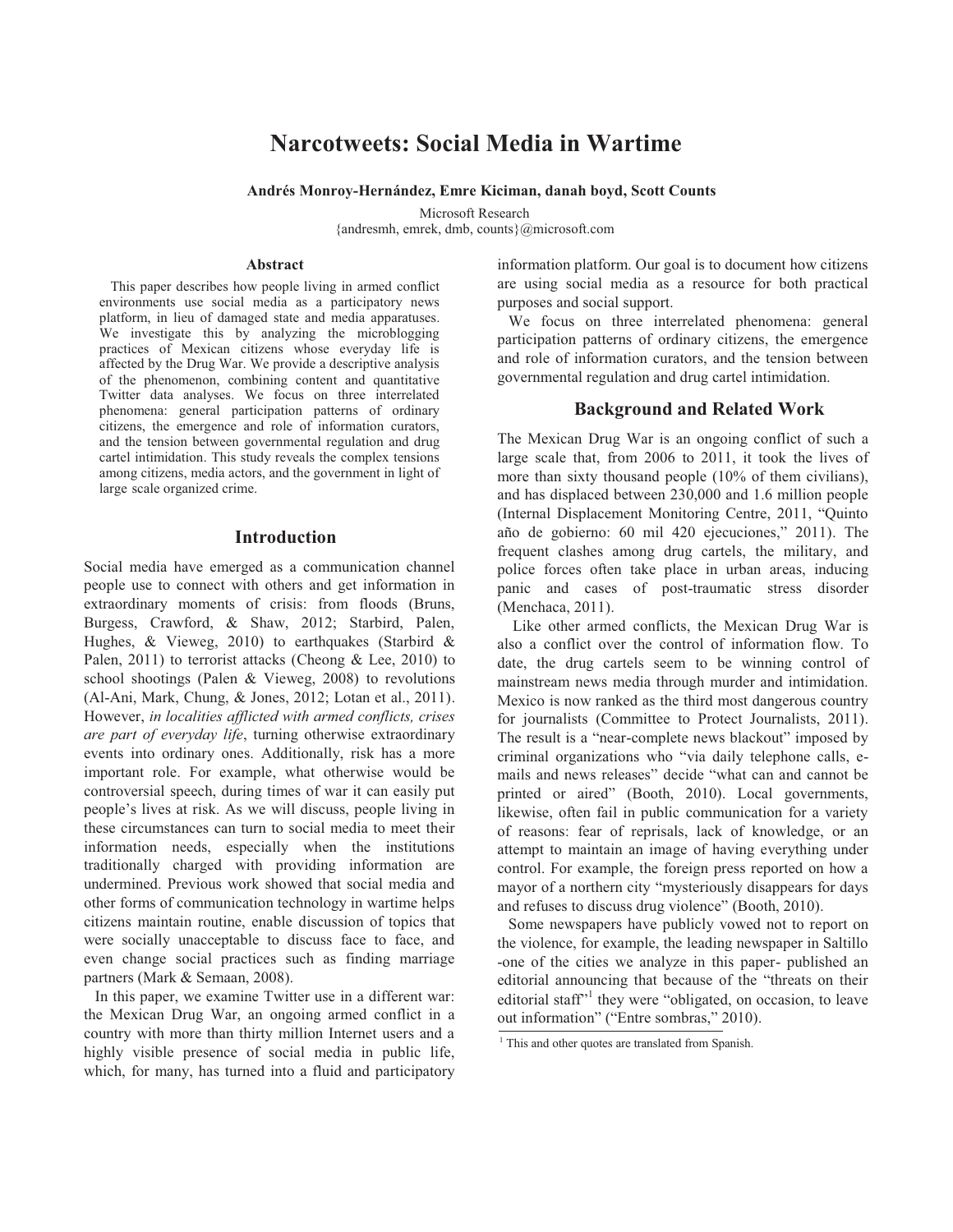# Narcotweets: Social Media in Wartime

**Andrés Monroy-Hernández, Emre Kiciman, danah boyd, Scott Counts**

Microsoft Research
{andresmh, emrek, dmb, counts}@microsoft.com

### Abstract

This paper describes how people living in armed conflict environments use social media as a participatory news platform, in lieu of damaged state and media apparatuses. We investigate this by analyzing the microblogging practices of Mexican citizens whose everyday life is affected by the Drug War. We provide a descriptive analysis of the phenomenon, combining content and quantitative Twitter data analyses. We focus on three interrelated phenomena: general participation patterns of ordinary citizens, the emergence and role of information curators, and the tension between governmental regulation and drug cartel intimidation. This study reveals the complex tensions among citizens, media actors, and the government in light of large scale organized crime.

## Introduction

Social media have emerged as a communication channel people use to connect with others and get information in extraordinary moments of crisis: from floods (Bruns, Burgess, Crawford, & Shaw, 2012; Starbird, Palen, Hughes, & Vieweg, 2010) to earthquakes (Starbird & Palen, 2011) to terrorist attacks (Cheong & Lee, 2010) to school shootings (Palen & Vieweg, 2008) to revolutions (Al-Ani, Mark, Chung, & Jones, 2012; Lotan et al., 2011). However, *in localities afflicted with armed conflicts, crises are part of everyday life*, turning otherwise extraordinary events into ordinary ones. Additionally, risk has a more important role. For example, what otherwise would be controversial speech, during times of war it can easily put people's lives at risk. As we will discuss, people living in these circumstances can turn to social media to meet their information needs, especially when the institutions traditionally charged with providing information are undermined. Previous work showed that social media and other forms of communication technology in wartime helps citizens maintain routine, enable discussion of topics that were socially unacceptable to discuss face to face, and even change social practices such as finding marriage partners (Mark & Semaan, 2008).

In this paper, we examine Twitter use in a different war: the Mexican Drug War, an ongoing armed conflict in a country with more than thirty million Internet users and a highly visible presence of social media in public life, which, for many, has turned into a fluid and participatory information platform. Our goal is to document how citizens are using social media as a resource for both practical purposes and social support.

We focus on three interrelated phenomena: general participation patterns of ordinary citizens, the emergence and role of information curators, and the tension between governmental regulation and drug cartel intimidation.

## Background and Related Work

The Mexican Drug War is an ongoing conflict of such a large scale that, from 2006 to 2011, it took the lives of more than sixty thousand people (10% of them civilians), and has displaced between 230,000 and 1.6 million people (Internal Displacement Monitoring Centre, 2011, "Quinto año de gobierno: 60 mil 420 ejecuciones," 2011). The frequent clashes among drug cartels, the military, and police forces often take place in urban areas, inducing panic and cases of post-traumatic stress disorder (Menchaca, 2011).

Like other armed conflicts, the Mexican Drug War is also a conflict over the control of information flow. To date, the drug cartels seem to be winning control of mainstream news media through murder and intimidation. Mexico is now ranked as the third most dangerous country for journalists (Committee to Protect Journalists, 2011). The result is a "near-complete news blackout" imposed by criminal organizations who "via daily telephone calls, e-mails and news releases" decide "what can and cannot be printed or aired" (Booth, 2010). Local governments, likewise, often fail in public communication for a variety of reasons: fear of reprisals, lack of knowledge, or an attempt to maintain an image of having everything under control. For example, the foreign press reported on how a mayor of a northern city "mysteriously disappears for days and refuses to discuss drug violence" (Booth, 2010).

Some newspapers have publicly vowed not to report on the violence, for example, the leading newspaper in Saltillo -one of the cities we analyze in this paper- published an editorial announcing that because of the "threats on their editorial staff"[1] they were "obligated, on occasion, to leave out information" ("Entre sombras," 2010).

[1] This and other quotes are translated from Spanish.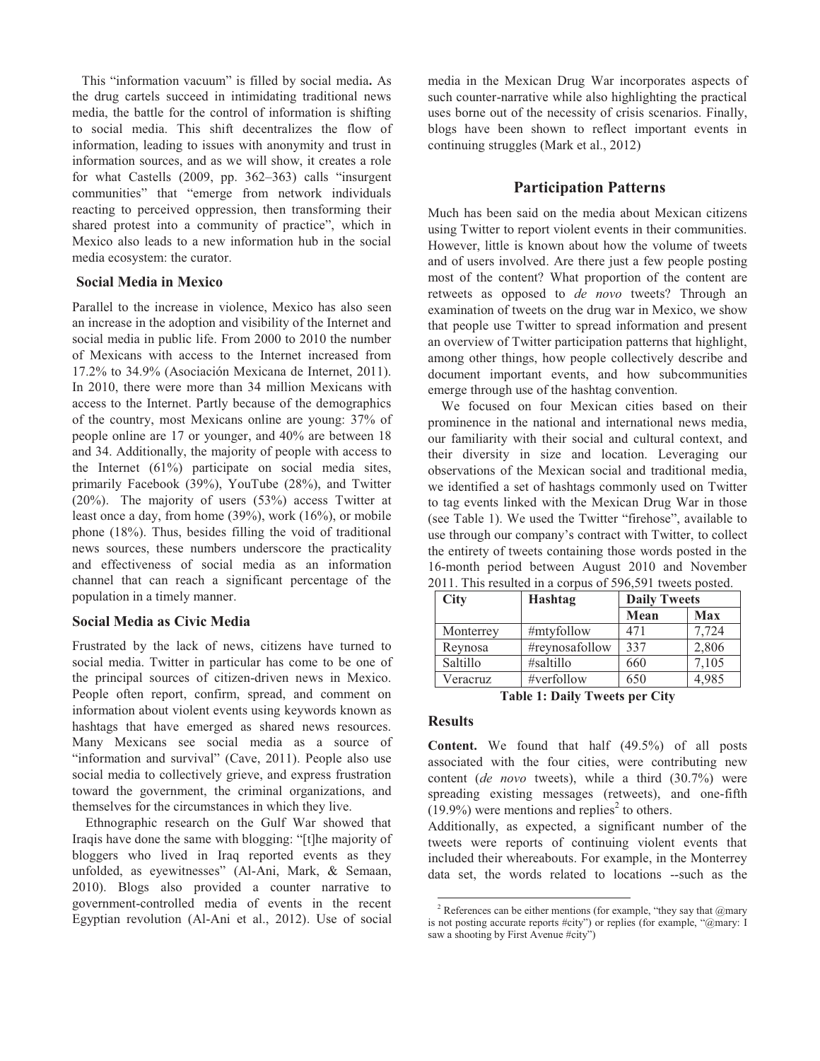This "information vacuum" is filled by social media**.** As the drug cartels succeed in intimidating traditional news media, the battle for the control of information is shifting to social media. This shift decentralizes the flow of information, leading to issues with anonymity and trust in information sources, and as we will show, it creates a role for what Castells (2009, pp. 362–363) calls "insurgent communities" that "emerge from network individuals reacting to perceived oppression, then transforming their shared protest into a community of practice", which in Mexico also leads to a new information hub in the social media ecosystem: the curator.

### Social Media in Mexico

Parallel to the increase in violence, Mexico has also seen an increase in the adoption and visibility of the Internet and social media in public life. From 2000 to 2010 the number of Mexicans with access to the Internet increased from 17.2% to 34.9% (Asociación Mexicana de Internet, 2011). In 2010, there were more than 34 million Mexicans with access to the Internet. Partly because of the demographics of the country, most Mexicans online are young: 37% of people online are 17 or younger, and 40% are between 18 and 34. Additionally, the majority of people with access to the Internet (61%) participate on social media sites, primarily Facebook (39%), YouTube (28%), and Twitter (20%). The majority of users (53%) access Twitter at least once a day, from home (39%), work (16%), or mobile phone (18%). Thus, besides filling the void of traditional news sources, these numbers underscore the practicality and effectiveness of social media as an information channel that can reach a significant percentage of the population in a timely manner.

### Social Media as Civic Media

Frustrated by the lack of news, citizens have turned to social media. Twitter in particular has come to be one of the principal sources of citizen-driven news in Mexico. People often report, confirm, spread, and comment on information about violent events using keywords known as hashtags that have emerged as shared news resources. Many Mexicans see social media as a source of "information and survival" (Cave, 2011). People also use social media to collectively grieve, and express frustration toward the government, the criminal organizations, and themselves for the circumstances in which they live.

Ethnographic research on the Gulf War showed that Iraqis have done the same with blogging: "[t]he majority of bloggers who lived in Iraq reported events as they unfolded, as eyewitnesses" (Al-Ani, Mark, & Semaan, 2010). Blogs also provided a counter narrative to government-controlled media of events in the recent Egyptian revolution (Al-Ani et al., 2012). Use of social media in the Mexican Drug War incorporates aspects of such counter-narrative while also highlighting the practical uses borne out of the necessity of crisis scenarios. Finally, blogs have been shown to reflect important events in continuing struggles (Mark et al., 2012)

## Participation Patterns

Much has been said on the media about Mexican citizens using Twitter to report violent events in their communities. However, little is known about how the volume of tweets and of users involved. Are there just a few people posting most of the content? What proportion of the content are retweets as opposed to *de novo* tweets? Through an examination of tweets on the drug war in Mexico, we show that people use Twitter to spread information and present an overview of Twitter participation patterns that highlight, among other things, how people collectively describe and document important events, and how subcommunities emerge through use of the hashtag convention.

We focused on four Mexican cities based on their prominence in the national and international news media, our familiarity with their social and cultural context, and their diversity in size and location. Leveraging our observations of the Mexican social and traditional media, we identified a set of hashtags commonly used on Twitter to tag events linked with the Mexican Drug War in those (see Table 1). We used the Twitter "firehose", available to use through our company's contract with Twitter, to collect the entirety of tweets containing those words posted in the 16-month period between August 2010 and November 2011. This resulted in a corpus of 596,591 tweets posted.

| City | Hashtag | Daily Tweets | |
|---|---|---|---|
| | | **Mean** | **Max** |
| Monterrey | #mtyfollow | 471 | 7,724 |
| Reynosa | #reynosafollow | 337 | 2,806 |
| Saltillo | #saltillo | 660 | 7,105 |
| Veracruz | #verfollow | 650 | 4,985 |

**Table 1: Daily Tweets per City**

### Results

**Content.** We found that half (49.5%) of all posts associated with the four cities, were contributing new content (*de novo* tweets), while a third (30.7%) were spreading existing messages (retweets), and one-fifth (19.9%) were mentions and replies[2] to others.

Additionally, as expected, a significant number of the tweets were reports of continuing violent events that included their whereabouts. For example, in the Monterrey data set, the words related to locations --such as the

[2] References can be either mentions (for example, "they say that @mary is not posting accurate reports #city") or replies (for example, "@mary: I saw a shooting by First Avenue #city")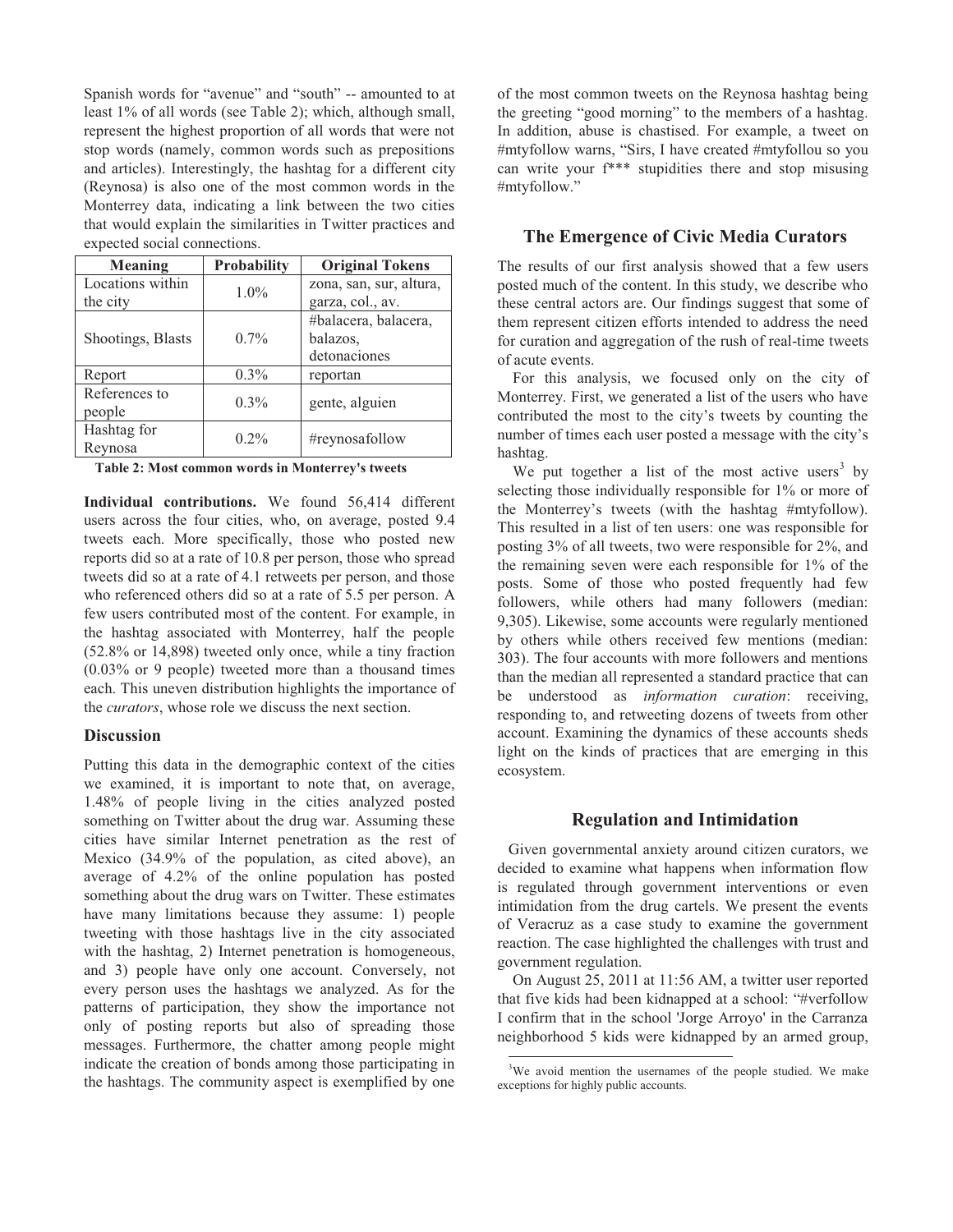Spanish words for "avenue" and "south" -- amounted to at least 1% of all words (see Table 2); which, although small, represent the highest proportion of all words that were not stop words (namely, common words such as prepositions and articles). Interestingly, the hashtag for a different city (Reynosa) is also one of the most common words in the Monterrey data, indicating a link between the two cities that would explain the similarities in Twitter practices and expected social connections.

| Meaning | Probability | Original Tokens |
|---|---|---|
| Locations within the city | 1.0% | zona, san, sur, altura, garza, col., av. |
| Shootings, Blasts | 0.7% | #balacera, balacera, balazos, detonaciones |
| Report | 0.3% | reportan |
| References to people | 0.3% | gente, alguien |
| Hashtag for Reynosa | 0.2% | #reynosafollow |

**Table 2: Most common words in Monterrey's tweets**

**Individual contributions.** We found 56,414 different users across the four cities, who, on average, posted 9.4 tweets each. More specifically, those who posted new reports did so at a rate of 10.8 per person, those who spread tweets did so at a rate of 4.1 retweets per person, and those who referenced others did so at a rate of 5.5 per person. A few users contributed most of the content. For example, in the hashtag associated with Monterrey, half the people (52.8% or 14,898) tweeted only once, while a tiny fraction (0.03% or 9 people) tweeted more than a thousand times each. This uneven distribution highlights the importance of the *curators*, whose role we discuss the next section.

### Discussion

Putting this data in the demographic context of the cities we examined, it is important to note that, on average, 1.48% of people living in the cities analyzed posted something on Twitter about the drug war. Assuming these cities have similar Internet penetration as the rest of Mexico (34.9% of the population, as cited above), an average of 4.2% of the online population has posted something about the drug wars on Twitter. These estimates have many limitations because they assume: 1) people tweeting with those hashtags live in the city associated with the hashtag, 2) Internet penetration is homogeneous, and 3) people have only one account. Conversely, not every person uses the hashtags we analyzed. As for the patterns of participation, they show the importance not only of posting reports but also of spreading those messages. Furthermore, the chatter among people might indicate the creation of bonds among those participating in the hashtags. The community aspect is exemplified by one of the most common tweets on the Reynosa hashtag being the greeting "good morning" to the members of a hashtag. In addition, abuse is chastised. For example, a tweet on #mtyfollow warns, "Sirs, I have created #mtyfollou so you can write your f*** stupidities there and stop misusing #mtyfollow."

## The Emergence of Civic Media Curators

The results of our first analysis showed that a few users posted much of the content. In this study, we describe who these central actors are. Our findings suggest that some of them represent citizen efforts intended to address the need for curation and aggregation of the rush of real-time tweets of acute events.

For this analysis, we focused only on the city of Monterrey. First, we generated a list of the users who have contributed the most to the city's tweets by counting the number of times each user posted a message with the city's hashtag.

We put together a list of the most active users[3] by selecting those individually responsible for 1% or more of the Monterrey's tweets (with the hashtag #mtyfollow). This resulted in a list of ten users: one was responsible for posting 3% of all tweets, two were responsible for 2%, and the remaining seven were each responsible for 1% of the posts. Some of those who posted frequently had few followers, while others had many followers (median: 9,305). Likewise, some accounts were regularly mentioned by others while others received few mentions (median: 303). The four accounts with more followers and mentions than the median all represented a standard practice that can be understood as *information curation*: receiving, responding to, and retweeting dozens of tweets from other account. Examining the dynamics of these accounts sheds light on the kinds of practices that are emerging in this ecosystem.

## Regulation and Intimidation

Given governmental anxiety around citizen curators, we decided to examine what happens when information flow is regulated through government interventions or even intimidation from the drug cartels. We present the events of Veracruz as a case study to examine the government reaction. The case highlighted the challenges with trust and government regulation.

On August 25, 2011 at 11:56 AM, a twitter user reported that five kids had been kidnapped at a school: "#verfollow I confirm that in the school 'Jorge Arroyo' in the Carranza neighborhood 5 kids were kidnapped by an armed group,

[3] We avoid mention the usernames of the people studied. We make exceptions for highly public accounts.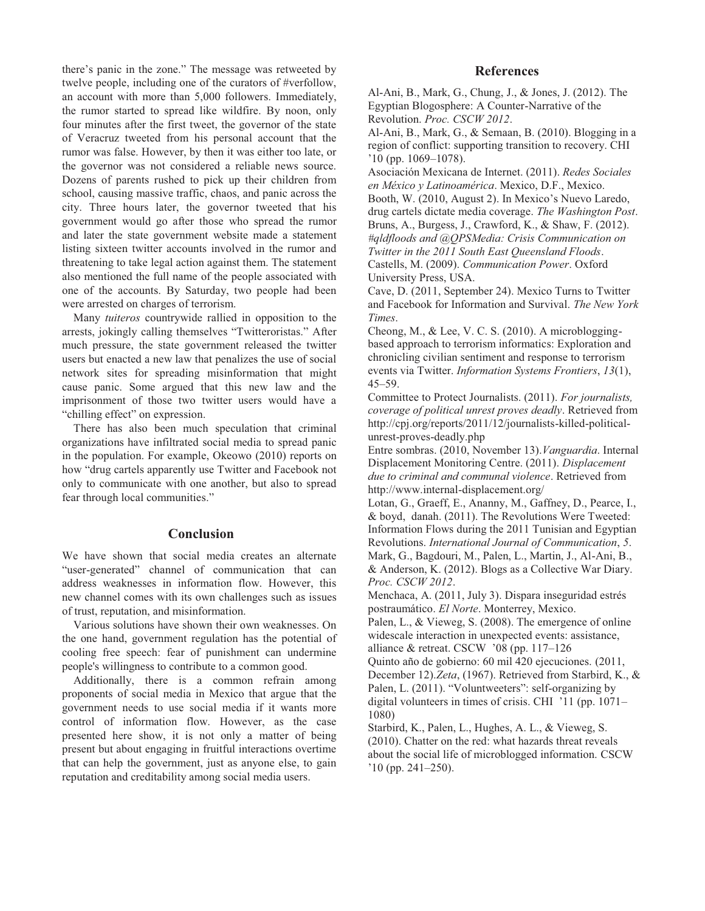there's panic in the zone." The message was retweeted by twelve people, including one of the curators of #verfollow, an account with more than 5,000 followers. Immediately, the rumor started to spread like wildfire. By noon, only four minutes after the first tweet, the governor of the state of Veracruz tweeted from his personal account that the rumor was false. However, by then it was either too late, or the governor was not considered a reliable news source. Dozens of parents rushed to pick up their children from school, causing massive traffic, chaos, and panic across the city. Three hours later, the governor tweeted that his government would go after those who spread the rumor and later the state government website made a statement listing sixteen twitter accounts involved in the rumor and threatening to take legal action against them. The statement also mentioned the full name of the people associated with one of the accounts. By Saturday, two people had been were arrested on charges of terrorism.

Many *tuiteros* countrywide rallied in opposition to the arrests, jokingly calling themselves "Twitteroristas." After much pressure, the state government released the twitter users but enacted a new law that penalizes the use of social network sites for spreading misinformation that might cause panic. Some argued that this new law and the imprisonment of those two twitter users would have a "chilling effect" on expression.

There has also been much speculation that criminal organizations have infiltrated social media to spread panic in the population. For example, Okeowo (2010) reports on how "drug cartels apparently use Twitter and Facebook not only to communicate with one another, but also to spread fear through local communities."

## Conclusion

We have shown that social media creates an alternate "user-generated" channel of communication that can address weaknesses in information flow. However, this new channel comes with its own challenges such as issues of trust, reputation, and misinformation.

Various solutions have shown their own weaknesses. On the one hand, government regulation has the potential of cooling free speech: fear of punishment can undermine people's willingness to contribute to a common good.

Additionally, there is a common refrain among proponents of social media in Mexico that argue that the government needs to use social media if it wants more control of information flow. However, as the case presented here show, it is not only a matter of being present but about engaging in fruitful interactions overtime that can help the government, just as anyone else, to gain reputation and creditability among social media users.

## References

Al-Ani, B., Mark, G., Chung, J., & Jones, J. (2012). The Egyptian Blogosphere: A Counter-Narrative of the Revolution. *Proc. CSCW 2012*.

Al-Ani, B., Mark, G., & Semaan, B. (2010). Blogging in a region of conflict: supporting transition to recovery. CHI '10 (pp. 1069–1078).

Asociación Mexicana de Internet. (2011). *Redes Sociales en México y Latinoamérica*. Mexico, D.F., Mexico.

Booth, W. (2010, August 2). In Mexico's Nuevo Laredo, drug cartels dictate media coverage. *The Washington Post*.

Bruns, A., Burgess, J., Crawford, K., & Shaw, F. (2012). *#qldfloods and @QPSMedia: Crisis Communication on Twitter in the 2011 South East Queensland Floods*.

Castells, M. (2009). *Communication Power*. Oxford University Press, USA.

Cave, D. (2011, September 24). Mexico Turns to Twitter and Facebook for Information and Survival. *The New York Times*.

Cheong, M., & Lee, V. C. S. (2010). A microblogging-based approach to terrorism informatics: Exploration and chronicling civilian sentiment and response to terrorism events via Twitter. *Information Systems Frontiers*, *13*(1), 45–59.

Committee to Protect Journalists. (2011). *For journalists, coverage of political unrest proves deadly*. Retrieved from http://cpj.org/reports/2011/12/journalists-killed-political-unrest-proves-deadly.php

Entre sombras. (2010, November 13).*Vanguardia*. Internal Displacement Monitoring Centre. (2011). *Displacement due to criminal and communal violence*. Retrieved from http://www.internal-displacement.org/

Lotan, G., Graeff, E., Ananny, M., Gaffney, D., Pearce, I., & boyd, danah. (2011). The Revolutions Were Tweeted: Information Flows during the 2011 Tunisian and Egyptian Revolutions. *International Journal of Communication*, *5*.

Mark, G., Bagdouri, M., Palen, L., Martin, J., Al-Ani, B., & Anderson, K. (2012). Blogs as a Collective War Diary. *Proc. CSCW 2012*.

Menchaca, A. (2011, July 3). Dispara inseguridad estrés postraumático. *El Norte*. Monterrey, Mexico.

Palen, L., & Vieweg, S. (2008). The emergence of online widescale interaction in unexpected events: assistance, alliance & retreat. CSCW '08 (pp. 117–126

Quinto año de gobierno: 60 mil 420 ejecuciones. (2011, December 12).*Zeta*, (1967). Retrieved from Starbird, K., & Palen, L. (2011). "Voluntweeters": self-organizing by digital volunteers in times of crisis. CHI '11 (pp. 1071–1080)

Starbird, K., Palen, L., Hughes, A. L., & Vieweg, S. (2010). Chatter on the red: what hazards threat reveals about the social life of microblogged information. CSCW '10 (pp. 241–250).